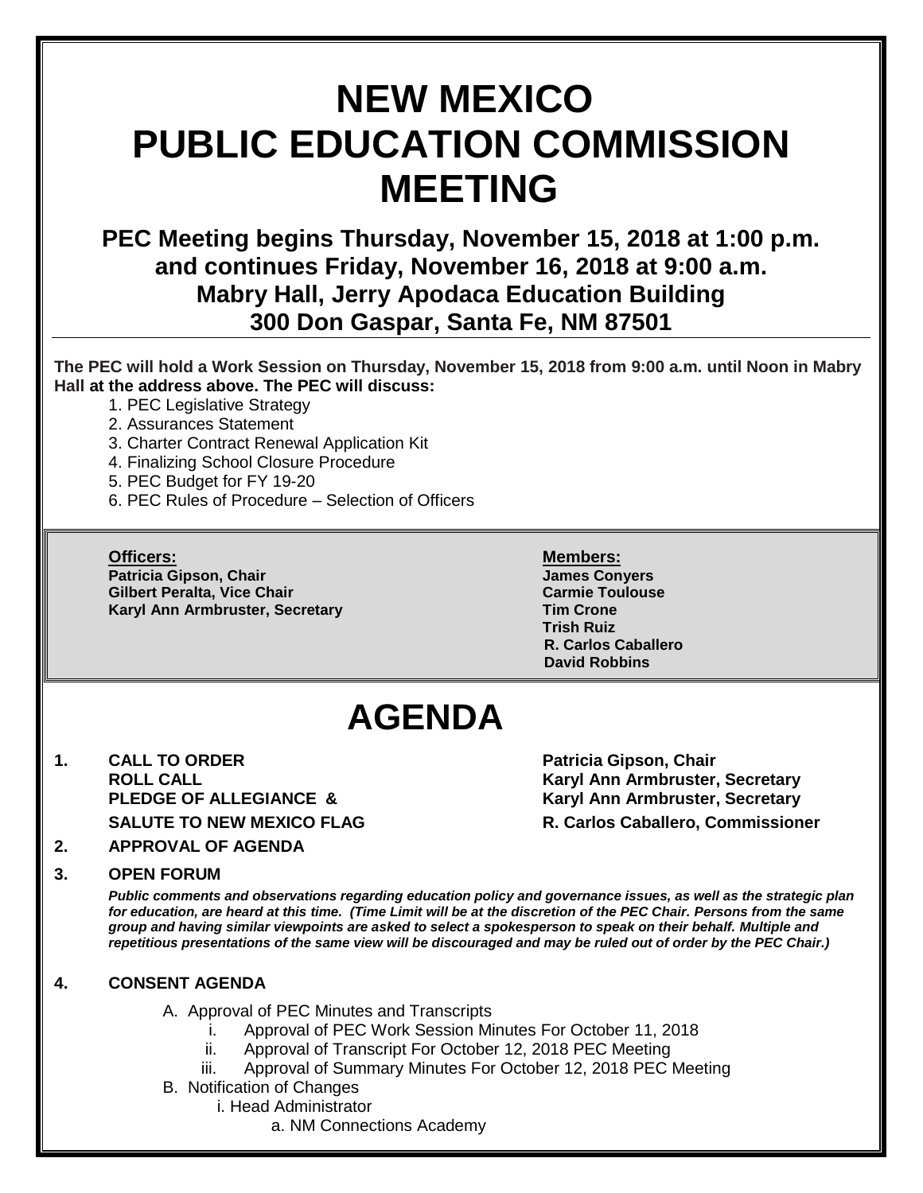# NEW MEXICO PUBLIC EDUCATION COMMISSION MEETING

## PEC Meeting begins Thursday, November 15, 2018 at 1:00 p.m. and continues Friday, November 16, 2018 at 9:00 a.m. Mabry Hall, Jerry Apodaca Education Building 300 Don Gaspar, Santa Fe, NM 87501

**The PEC will hold a Work Session on Thursday, November 15, 2018 from 9:00 a.m. until Noon in Mabry Hall at the address above. The PEC will discuss:**

1. PEC Legislative Strategy
2. Assurances Statement
3. Charter Contract Renewal Application Kit
4. Finalizing School Closure Procedure
5. PEC Budget for FY 19-20
6. PEC Rules of Procedure – Selection of Officers

**Officers:**
**Patricia Gipson, Chair**
**Gilbert Peralta, Vice Chair**
**Karyl Ann Armbruster, Secretary**

**Members:**
**James Conyers**
**Carmie Toulouse**
**Tim Crone**
**Trish Ruiz**
**R. Carlos Caballero**
**David Robbins**

# AGENDA

**1. CALL TO ORDER** — **Patricia Gipson, Chair**
**ROLL CALL** — **Karyl Ann Armbruster, Secretary**
**PLEDGE OF ALLEGIANCE &** — **Karyl Ann Armbruster, Secretary**
**SALUTE TO NEW MEXICO FLAG** — **R. Carlos Caballero, Commissioner**

**2. APPROVAL OF AGENDA**

**3. OPEN FORUM**

***Public comments and observations regarding education policy and governance issues, as well as the strategic plan for education, are heard at this time. (Time Limit will be at the discretion of the PEC Chair. Persons from the same group and having similar viewpoints are asked to select a spokesperson to speak on their behalf. Multiple and repetitious presentations of the same view will be discouraged and may be ruled out of order by the PEC Chair.)***

**4. CONSENT AGENDA**

A. Approval of PEC Minutes and Transcripts
   i. Approval of PEC Work Session Minutes For October 11, 2018
   ii. Approval of Transcript For October 12, 2018 PEC Meeting
   iii. Approval of Summary Minutes For October 12, 2018 PEC Meeting

B. Notification of Changes
   i. Head Administrator
      a. NM Connections Academy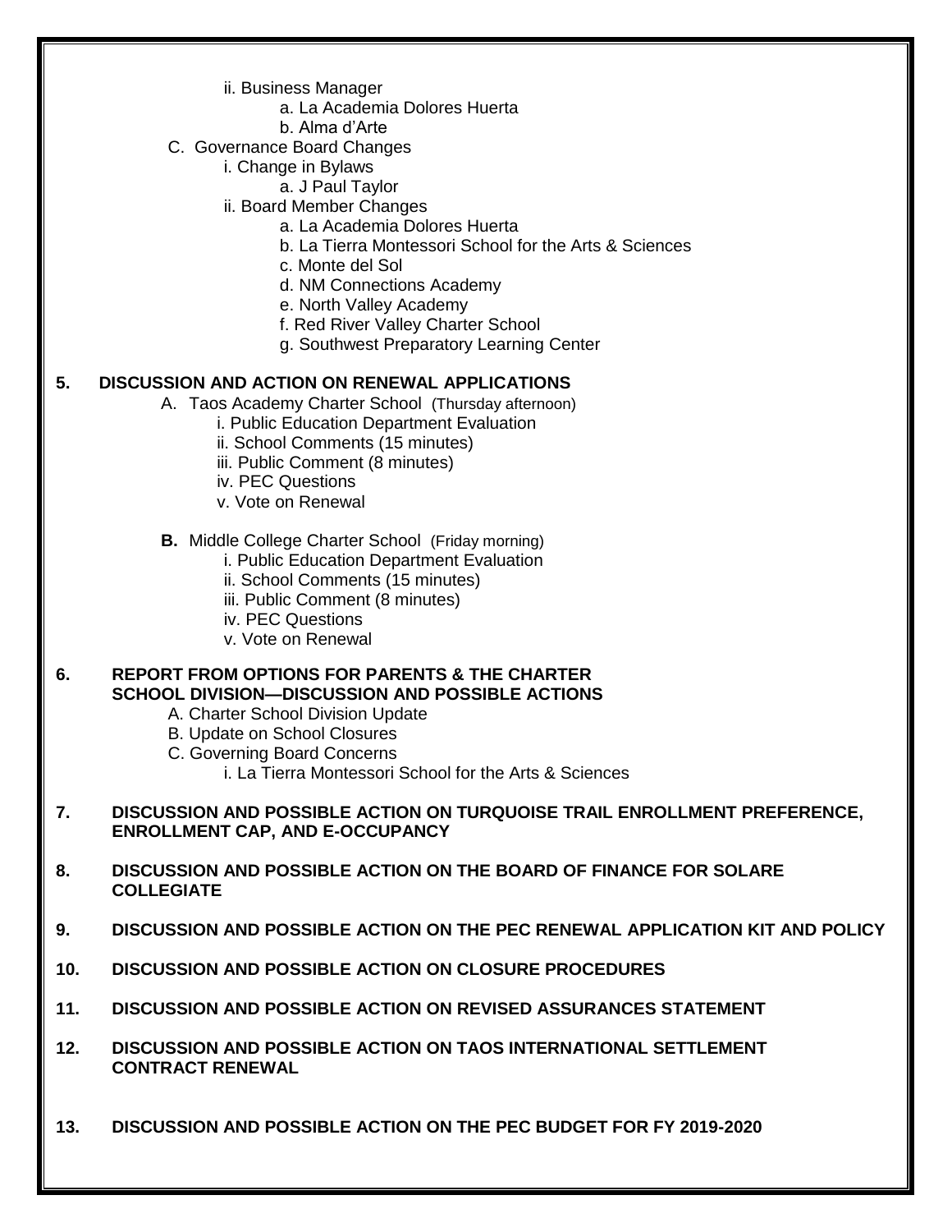- ii. Business Manager
  - a. La Academia Dolores Huerta
  - b. Alma d'Arte

C. Governance Board Changes

- i. Change in Bylaws
  - a. J Paul Taylor
- ii. Board Member Changes
  - a. La Academia Dolores Huerta
  - b. La Tierra Montessori School for the Arts & Sciences
  - c. Monte del Sol
  - d. NM Connections Academy
  - e. North Valley Academy
  - f. Red River Valley Charter School
  - g. Southwest Preparatory Learning Center

**5. DISCUSSION AND ACTION ON RENEWAL APPLICATIONS**

A. Taos Academy Charter School (Thursday afternoon)

- i. Public Education Department Evaluation
- ii. School Comments (15 minutes)
- iii. Public Comment (8 minutes)
- iv. PEC Questions
- v. Vote on Renewal

**B.** Middle College Charter School (Friday morning)

- i. Public Education Department Evaluation
- ii. School Comments (15 minutes)
- iii. Public Comment (8 minutes)
- iv. PEC Questions
- v. Vote on Renewal

**6. REPORT FROM OPTIONS FOR PARENTS & THE CHARTER SCHOOL DIVISION—DISCUSSION AND POSSIBLE ACTIONS**

A. Charter School Division Update

B. Update on School Closures

C. Governing Board Concerns

- i. La Tierra Montessori School for the Arts & Sciences

**7. DISCUSSION AND POSSIBLE ACTION ON TURQUOISE TRAIL ENROLLMENT PREFERENCE, ENROLLMENT CAP, AND E-OCCUPANCY**

**8. DISCUSSION AND POSSIBLE ACTION ON THE BOARD OF FINANCE FOR SOLARE COLLEGIATE**

**9. DISCUSSION AND POSSIBLE ACTION ON THE PEC RENEWAL APPLICATION KIT AND POLICY**

**10. DISCUSSION AND POSSIBLE ACTION ON CLOSURE PROCEDURES**

**11. DISCUSSION AND POSSIBLE ACTION ON REVISED ASSURANCES STATEMENT**

**12. DISCUSSION AND POSSIBLE ACTION ON TAOS INTERNATIONAL SETTLEMENT CONTRACT RENEWAL**

**13. DISCUSSION AND POSSIBLE ACTION ON THE PEC BUDGET FOR FY 2019-2020**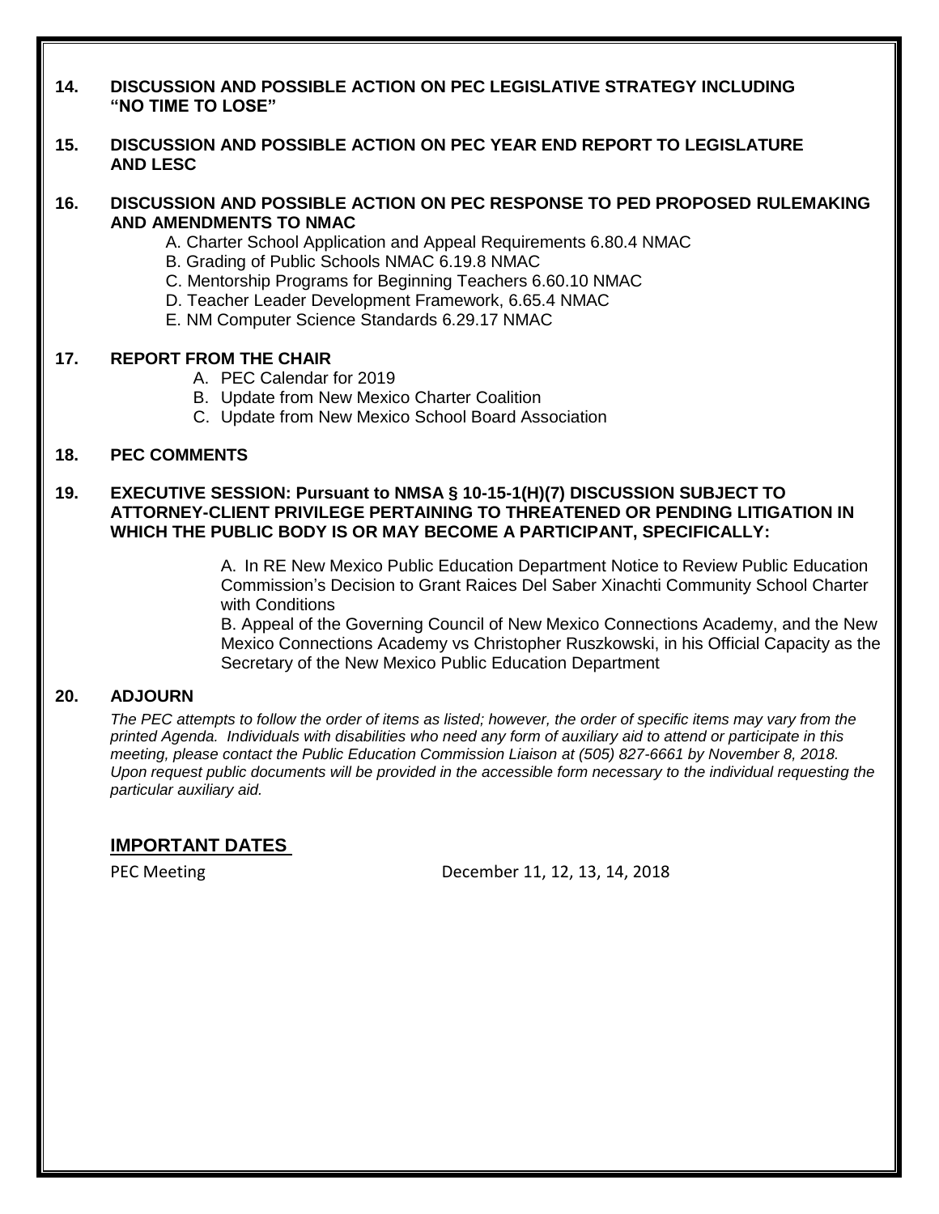**14. DISCUSSION AND POSSIBLE ACTION ON PEC LEGISLATIVE STRATEGY INCLUDING "NO TIME TO LOSE"**

**15. DISCUSSION AND POSSIBLE ACTION ON PEC YEAR END REPORT TO LEGISLATURE AND LESC**

**16. DISCUSSION AND POSSIBLE ACTION ON PEC RESPONSE TO PED PROPOSED RULEMAKING AND AMENDMENTS TO NMAC**

A. Charter School Application and Appeal Requirements 6.80.4 NMAC
B. Grading of Public Schools NMAC 6.19.8 NMAC
C. Mentorship Programs for Beginning Teachers 6.60.10 NMAC
D. Teacher Leader Development Framework, 6.65.4 NMAC
E. NM Computer Science Standards 6.29.17 NMAC

**17. REPORT FROM THE CHAIR**

A. PEC Calendar for 2019
B. Update from New Mexico Charter Coalition
C. Update from New Mexico School Board Association

**18. PEC COMMENTS**

**19. EXECUTIVE SESSION: Pursuant to NMSA § 10-15-1(H)(7) DISCUSSION SUBJECT TO ATTORNEY-CLIENT PRIVILEGE PERTAINING TO THREATENED OR PENDING LITIGATION IN WHICH THE PUBLIC BODY IS OR MAY BECOME A PARTICIPANT, SPECIFICALLY:**

A. In RE New Mexico Public Education Department Notice to Review Public Education Commission's Decision to Grant Raices Del Saber Xinachti Community School Charter with Conditions
B. Appeal of the Governing Council of New Mexico Connections Academy, and the New Mexico Connections Academy vs Christopher Ruszkowski, in his Official Capacity as the Secretary of the New Mexico Public Education Department

**20. ADJOURN**

*The PEC attempts to follow the order of items as listed; however, the order of specific items may vary from the printed Agenda. Individuals with disabilities who need any form of auxiliary aid to attend or participate in this meeting, please contact the Public Education Commission Liaison at (505) 827-6661 by November 8, 2018. Upon request public documents will be provided in the accessible form necessary to the individual requesting the particular auxiliary aid.*

## IMPORTANT DATES

PEC Meeting December 11, 12, 13, 14, 2018